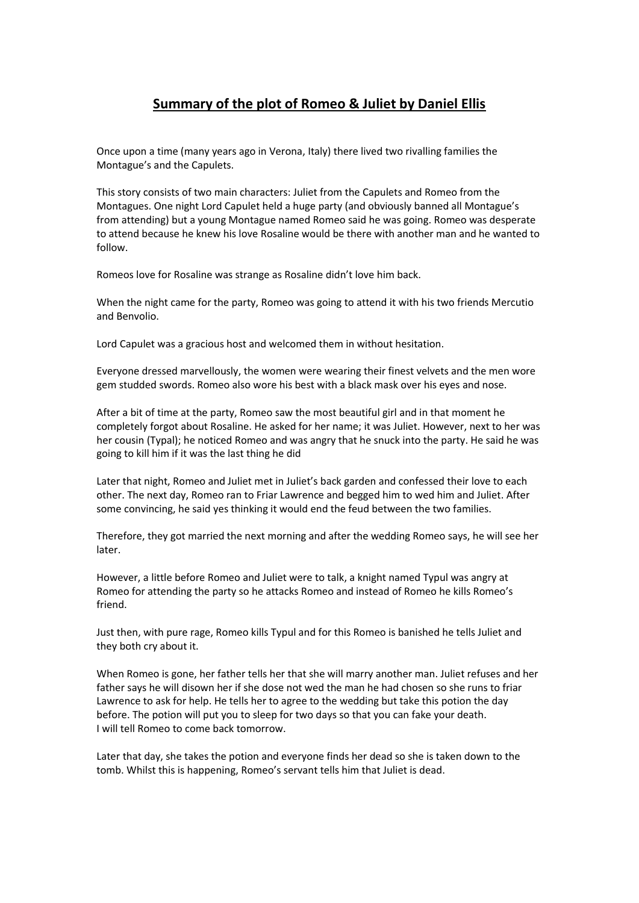# **Summary of the plot of Romeo & Juliet by Daniel Ellis**

Once upon a time (many years ago in Verona, Italy) there lived two rivalling families the Montague's and the Capulets.

This story consists of two main characters: Juliet from the Capulets and Romeo from the Montagues. One night Lord Capulet held a huge party (and obviously banned all Montague's from attending) but a young Montague named Romeo said he was going. Romeo was desperate to attend because he knew his love Rosaline would be there with another man and he wanted to follow.

Romeos love for Rosaline was strange as Rosaline didn't love him back.

When the night came for the party, Romeo was going to attend it with his two friends Mercutio and Benvolio.

Lord Capulet was a gracious host and welcomed them in without hesitation.

Everyone dressed marvellously, the women were wearing their finest velvets and the men wore gem studded swords. Romeo also wore his best with a black mask over his eyes and nose.

After a bit of time at the party, Romeo saw the most beautiful girl and in that moment he completely forgot about Rosaline. He asked for her name; it was Juliet. However, next to her was her cousin (Typal); he noticed Romeo and was angry that he snuck into the party. He said he was going to kill him if it was the last thing he did

Later that night, Romeo and Juliet met in Juliet's back garden and confessed their love to each other. The next day, Romeo ran to Friar Lawrence and begged him to wed him and Juliet. After some convincing, he said yes thinking it would end the feud between the two families.

Therefore, they got married the next morning and after the wedding Romeo says, he will see her later.

However, a little before Romeo and Juliet were to talk, a knight named Typul was angry at Romeo for attending the party so he attacks Romeo and instead of Romeo he kills Romeo's friend.

Just then, with pure rage, Romeo kills Typul and for this Romeo is banished he tells Juliet and they both cry about it.

When Romeo is gone, her father tells her that she will marry another man. Juliet refuses and her father says he will disown her if she dose not wed the man he had chosen so she runs to friar Lawrence to ask for help. He tells her to agree to the wedding but take this potion the day before. The potion will put you to sleep for two days so that you can fake your death.
I will tell Romeo to come back tomorrow.

Later that day, she takes the potion and everyone finds her dead so she is taken down to the tomb. Whilst this is happening, Romeo's servant tells him that Juliet is dead.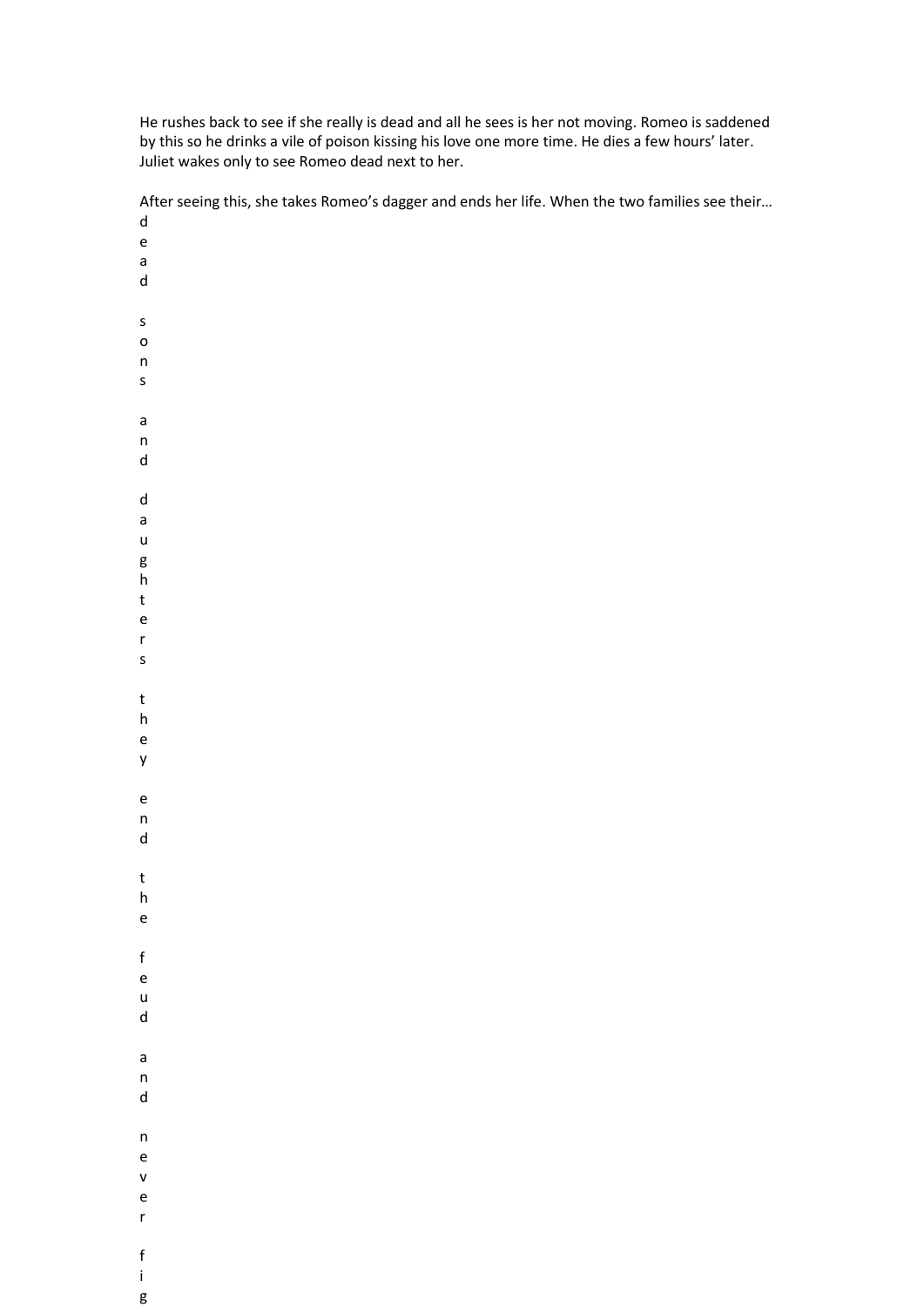He rushes back to see if she really is dead and all he sees is her not moving. Romeo is saddened by this so he drinks a vile of poison kissing his love one more time. He dies a few hours' later. Juliet wakes only to see Romeo dead next to her.

After seeing this, she takes Romeo's dagger and ends her life. When the two families see their…
d
e
a
d

s
o
n
s

a
n
d

d
a
u
g
h
t
e
r
s

t
h
e
y

e
n
d

t
h
e

f
e
u
d

a
n
d

n
e
v
e
r

f
i
g